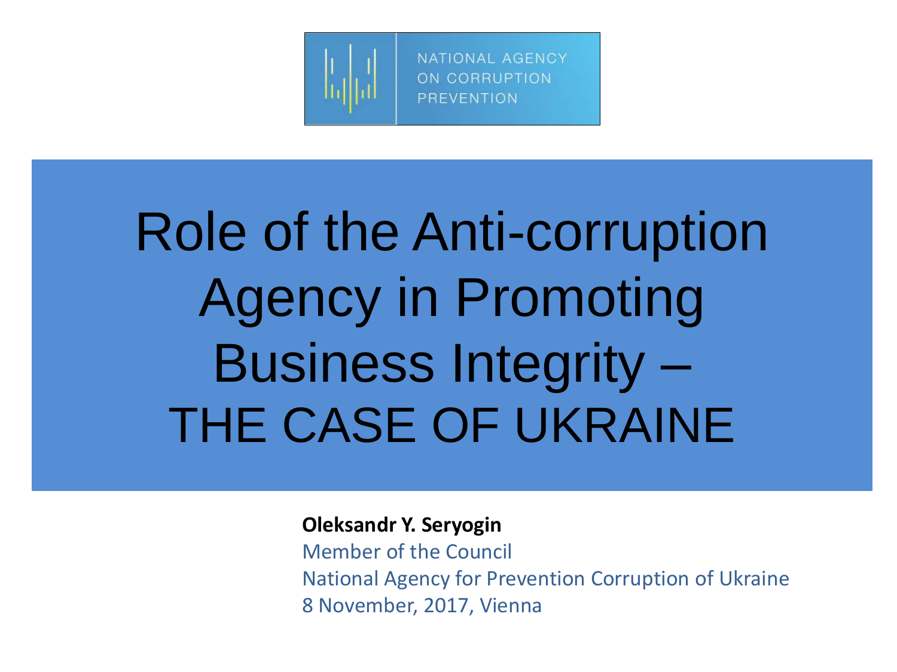NATIONAL AGENCY
ON CORRUPTION
PREVENTION

# Role of the Anti-corruption Agency in Promoting Business Integrity – THE CASE OF UKRAINE

**Oleksandr Y. Seryogin**

Member of the Council

National Agency for Prevention Corruption of Ukraine

8 November, 2017, Vienna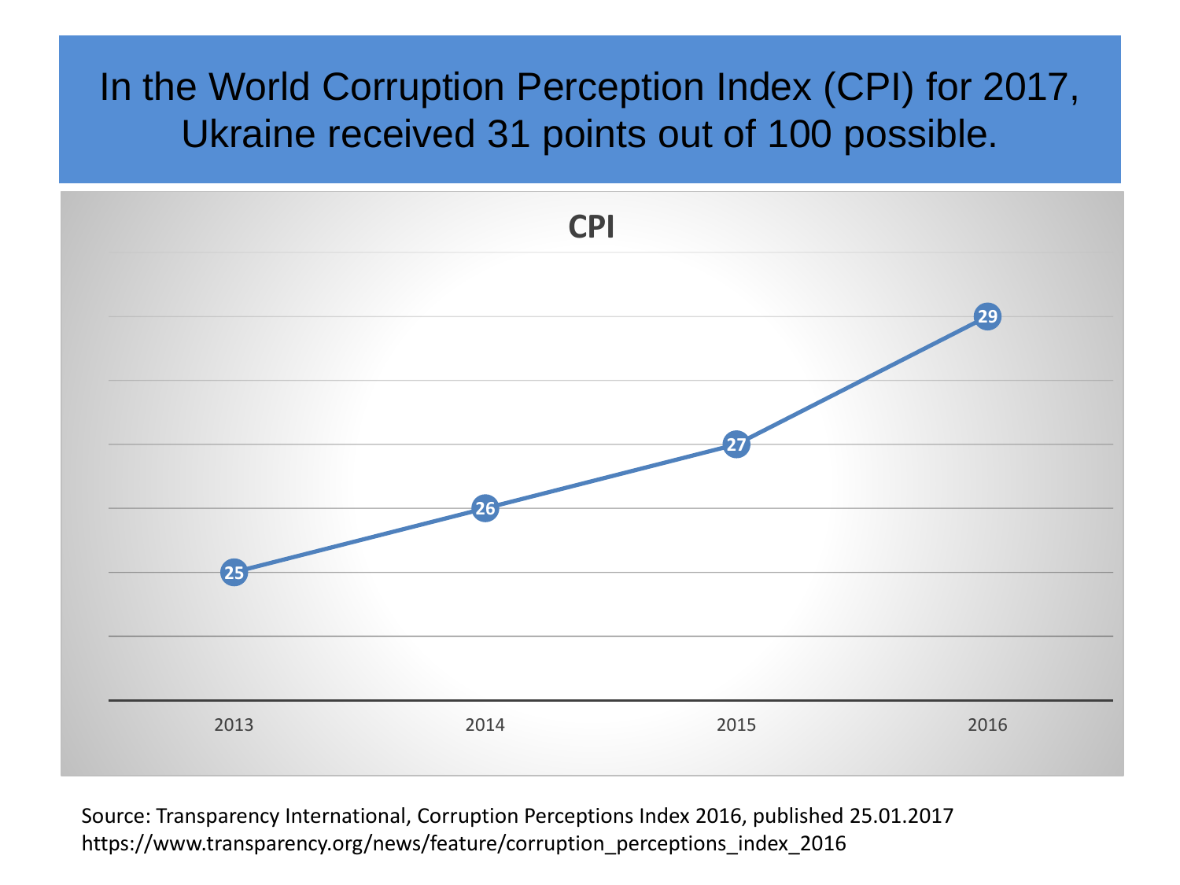# In the World Corruption Perception Index (CPI) for 2017, Ukraine received 31 points out of 100 possible.

**CPI**

| Year | CPI |
| --- | --- |
| 2013 | 25 |
| 2014 | 26 |
| 2015 | 27 |
| 2016 | 29 |

Source: Transparency International, Corruption Perceptions Index 2016, published 25.01.2017
https://www.transparency.org/news/feature/corruption_perceptions_index_2016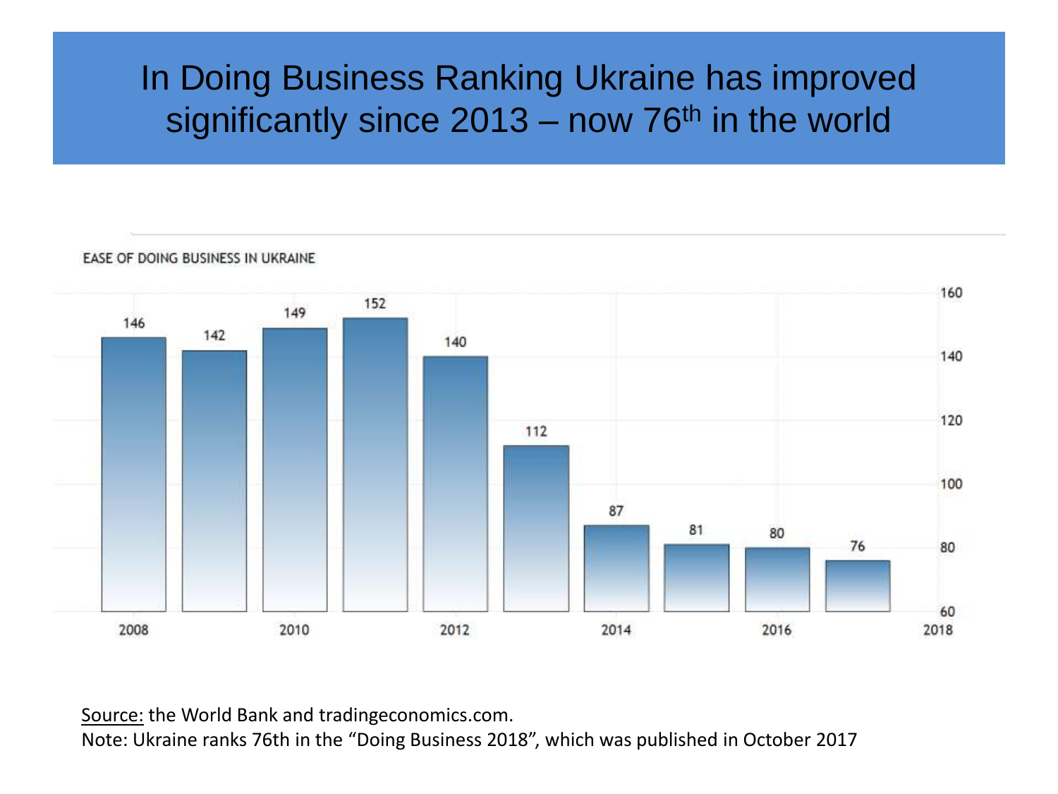# In Doing Business Ranking Ukraine has improved significantly since 2013 – now 76th in the world

EASE OF DOING BUSINESS IN UKRAINE

| Year | Rank |
| --- | --- |
| 2008 | 146 |
| 2009 | 142 |
| 2010 | 149 |
| 2011 | 152 |
| 2012 | 140 |
| 2013 | 112 |
| 2014 | 87 |
| 2015 | 81 |
| 2016 | 80 |
| 2017 | 76 |

Source: the World Bank and tradingeconomics.com.

Note: Ukraine ranks 76th in the "Doing Business 2018", which was published in October 2017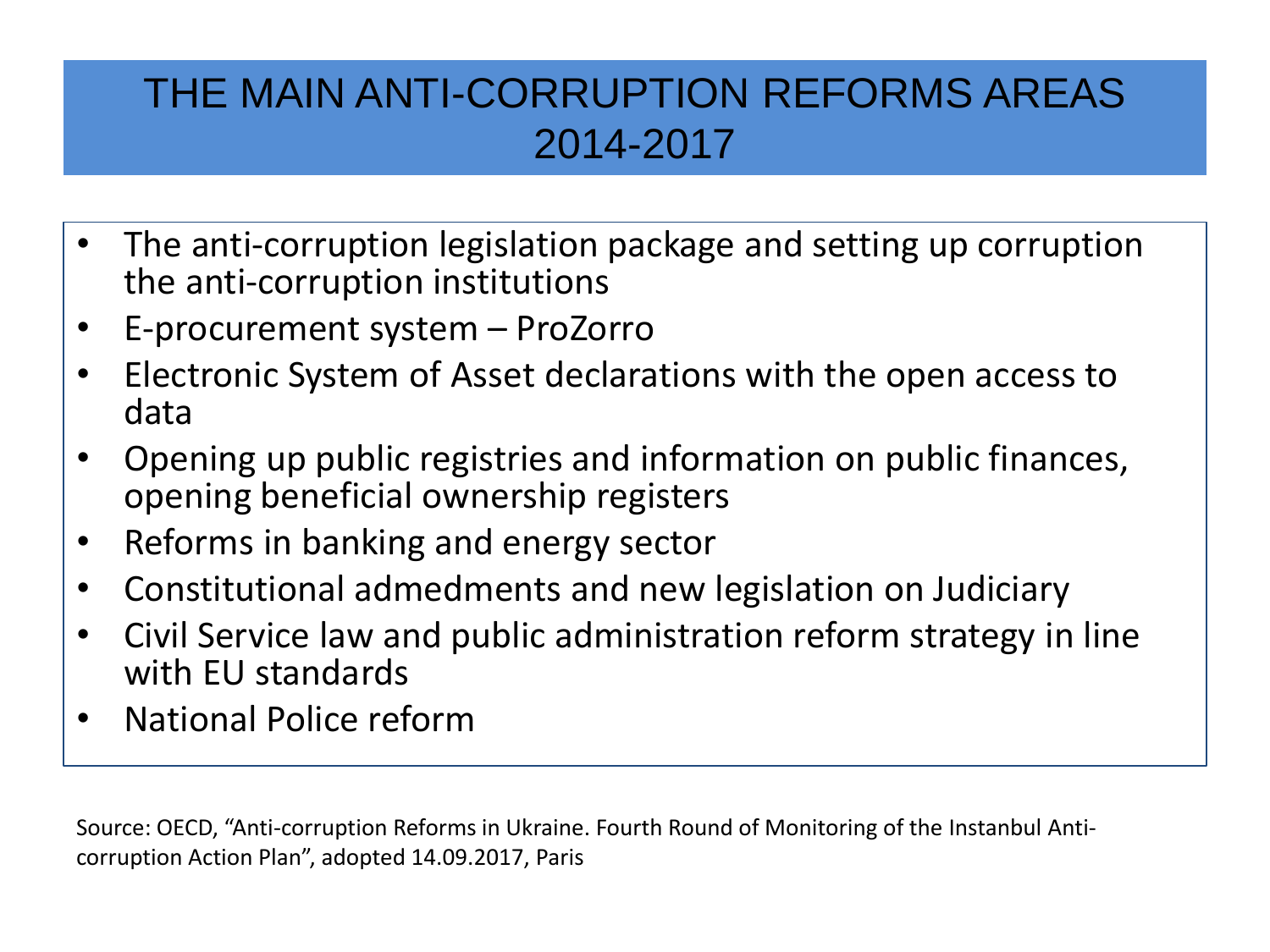# THE MAIN ANTI-CORRUPTION REFORMS AREAS 2014-2017

- The anti-corruption legislation package and setting up corruption the anti-corruption institutions
- E-procurement system – ProZorro
- Electronic System of Asset declarations with the open access to data
- Opening up public registries and information on public finances, opening beneficial ownership registers
- Reforms in banking and energy sector
- Constitutional admedments and new legislation on Judiciary
- Civil Service law and public administration reform strategy in line with EU standards
- National Police reform

Source: OECD, "Anti-corruption Reforms in Ukraine. Fourth Round of Monitoring of the Instanbul Anti-corruption Action Plan", adopted 14.09.2017, Paris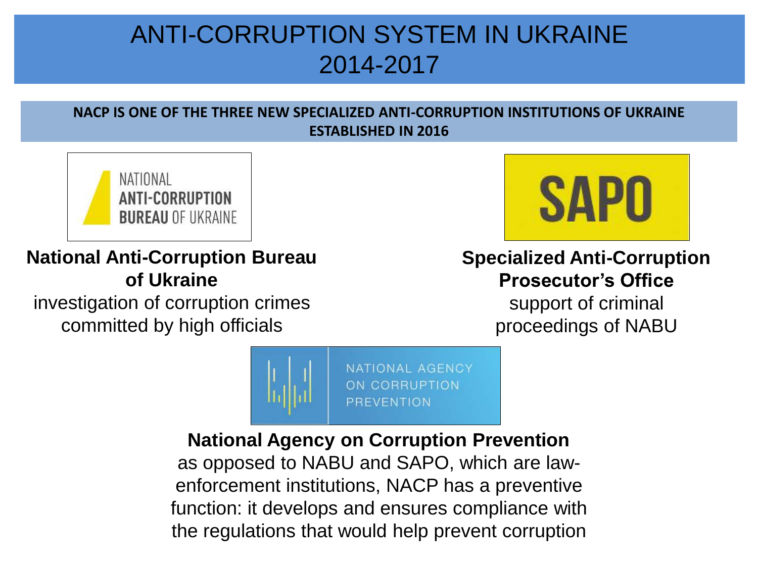# ANTI-CORRUPTION SYSTEM IN UKRAINE 2014-2017

**NACP IS ONE OF THE THREE NEW SPECIALIZED ANTI-CORRUPTION INSTITUTIONS OF UKRAINE ESTABLISHED IN 2016**

NATIONAL **ANTI-CORRUPTION BUREAU** OF UKRAINE

**National Anti-Corruption Bureau of Ukraine**
investigation of corruption crimes committed by high officials

SAPO

**Specialized Anti-Corruption Prosecutor's Office**
support of criminal proceedings of NABU

NATIONAL AGENCY ON CORRUPTION PREVENTION

**National Agency on Corruption Prevention**
as opposed to NABU and SAPO, which are law-enforcement institutions, NACP has a preventive function: it develops and ensures compliance with the regulations that would help prevent corruption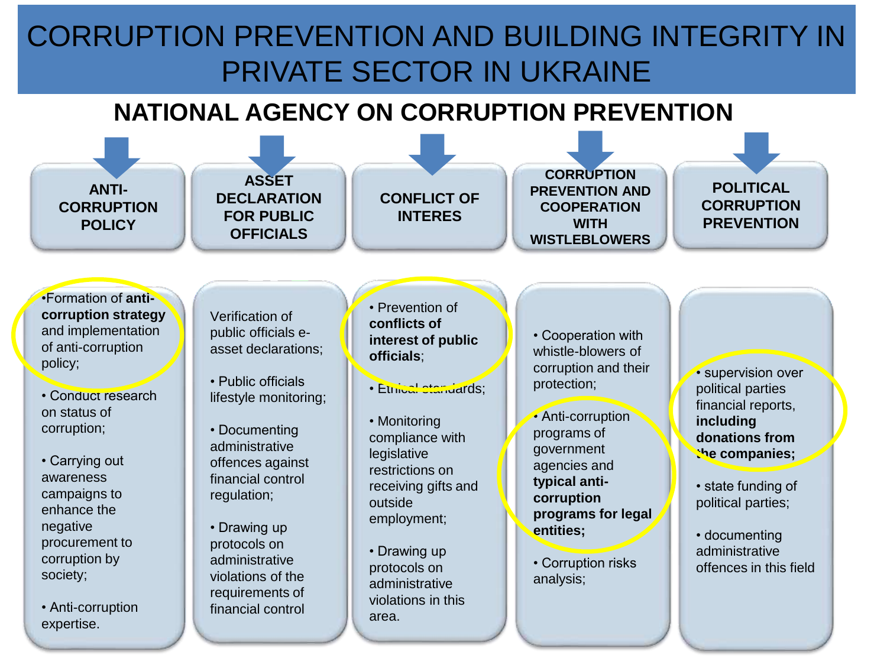# CORRUPTION PREVENTION AND BUILDING INTEGRITY IN PRIVATE SECTOR IN UKRAINE

## NATIONAL AGENCY ON CORRUPTION PREVENTION

### ANTI-CORRUPTION POLICY

- Formation of **anti-corruption strategy** and implementation of anti-corruption policy;
- Conduct research on status of corruption;
- Carrying out awareness campaigns to enhance the negative procurement to corruption by society;
- Anti-corruption expertise.

### ASSET DECLARATION FOR PUBLIC OFFICIALS

Verification of public officials e-asset declarations;

- Public officials lifestyle monitoring;
- Documenting administrative offences against financial control regulation;
- Drawing up protocols on administrative violations of the requirements of financial control

### CONFLICT OF INTERES

- Prevention of **conflicts of interest of public officials**;
- Ethical standards;
- Monitoring compliance with legislative restrictions on receiving gifts and outside employment;
- Drawing up protocols on administrative violations in this area.

### CORRUPTION PREVENTION AND COOPERATION WITH WISTLEBLOWERS

- Cooperation with whistle-blowers of corruption and their protection;
- Anti-corruption programs of government agencies and **typical anti-corruption programs for legal entities;**
- Corruption risks analysis;

### POLITICAL CORRUPTION PREVENTION

- supervision over political parties financial reports, **including donations from the companies;**
- state funding of political parties;
- documenting administrative offences in this field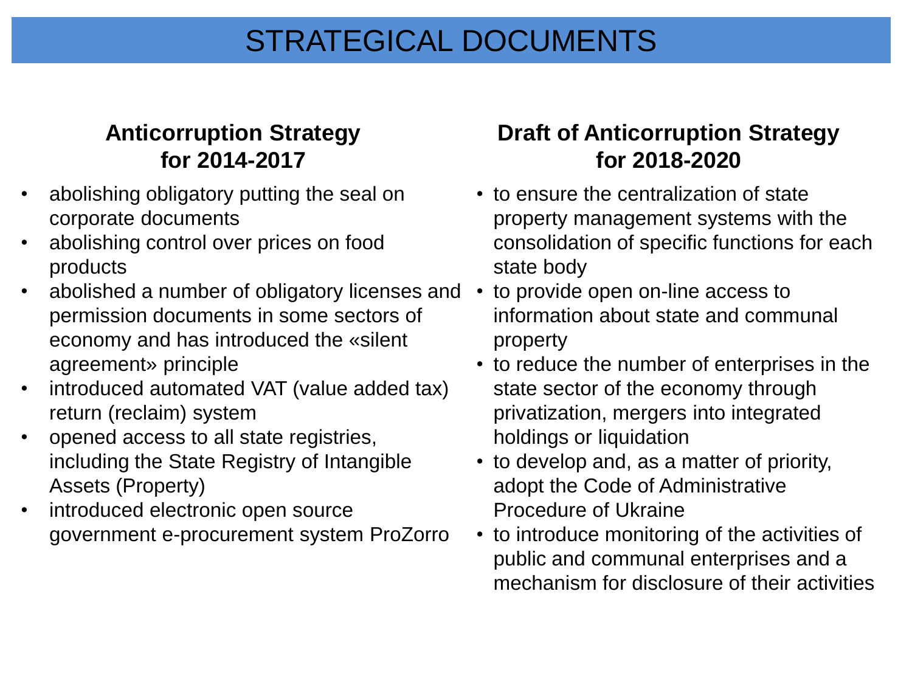# STRATEGICAL DOCUMENTS

## Anticorruption Strategy for 2014-2017

- abolishing obligatory putting the seal on corporate documents
- abolishing control over prices on food products
- abolished a number of obligatory licenses and permission documents in some sectors of economy and has introduced the «silent agreement» principle
- introduced automated VAT (value added tax) return (reclaim) system
- opened access to all state registries, including the State Registry of Intangible Assets (Property)
- introduced electronic open source government e-procurement system ProZorro

## Draft of Anticorruption Strategy for 2018-2020

- to ensure the centralization of state property management systems with the consolidation of specific functions for each state body
- to provide open on-line access to information about state and communal property
- to reduce the number of enterprises in the state sector of the economy through privatization, mergers into integrated holdings or liquidation
- to develop and, as a matter of priority, adopt the Code of Administrative Procedure of Ukraine
- to introduce monitoring of the activities of public and communal enterprises and a mechanism for disclosure of their activities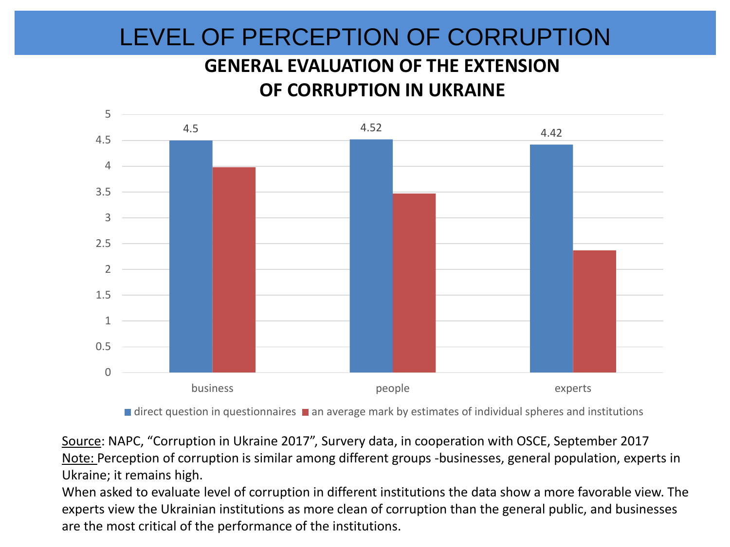# LEVEL OF PERCEPTION OF CORRUPTION

## GENERAL EVALUATION OF THE EXTENSION OF CORRUPTION IN UKRAINE

| | direct question in questionnaires | an average mark by estimates of individual spheres and institutions |
|---|---|---|
| business | 4.5 | |
| people | 4.52 | |
| experts | 4.42 | |

Source: NAPC, "Corruption in Ukraine 2017", Survery data, in cooperation with OSCE, September 2017

Note: Perception of corruption is similar among different groups -businesses, general population, experts in Ukraine; it remains high.

When asked to evaluate level of corruption in different institutions the data show a more favorable view. The experts view the Ukrainian institutions as more clean of corruption than the general public, and businesses are the most critical of the performance of the institutions.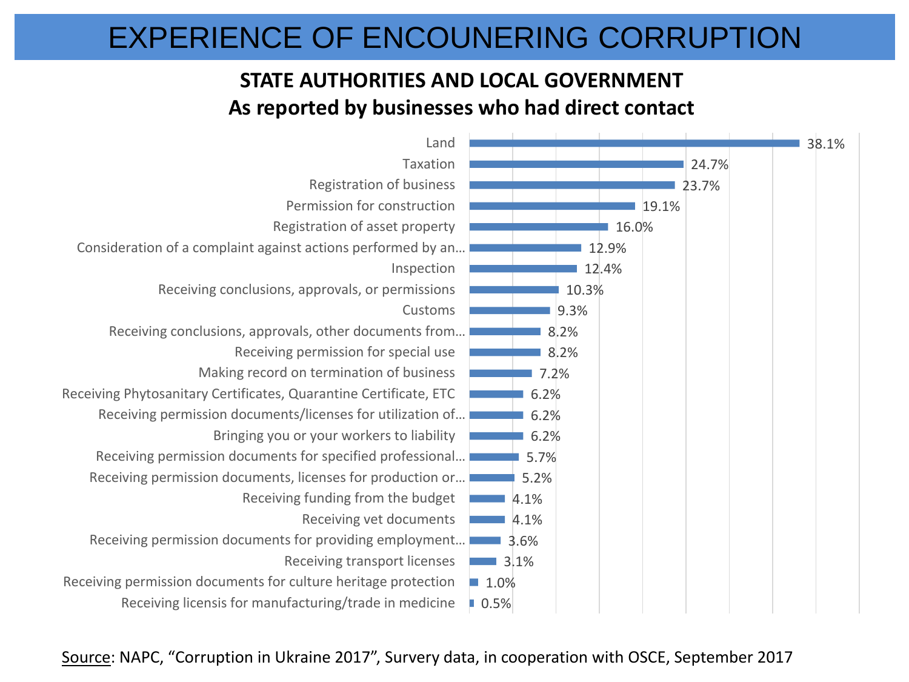# EXPERIENCE OF ENCOUNERING CORRUPTION

## STATE AUTHORITIES AND LOCAL GOVERNMENT
## As reported by businesses who had direct contact

| Category | Percentage |
| --- | --- |
| Land | 38.1% |
| Taxation | 24.7% |
| Registration of business | 23.7% |
| Permission for construction | 19.1% |
| Registration of asset property | 16.0% |
| Consideration of a complaint against actions performed by an… | 12.9% |
| Inspection | 12.4% |
| Receiving conclusions, approvals, or permissions | 10.3% |
| Customs | 9.3% |
| Receiving conclusions, approvals, other documents from… | 8.2% |
| Receiving permission for special use | 8.2% |
| Making record on termination of business | 7.2% |
| Receiving Phytosanitary Certificates, Quarantine Certificate, ETC | 6.2% |
| Receiving permission documents/licenses for utilization of… | 6.2% |
| Bringing you or your workers to liability | 6.2% |
| Receiving permission documents for specified professional… | 5.7% |
| Receiving permission documents, licenses for production or… | 5.2% |
| Receiving funding from the budget | 4.1% |
| Receiving vet documents | 4.1% |
| Receiving permission documents for providing employment… | 3.6% |
| Receiving transport licenses | 3.1% |
| Receiving permission documents for culture heritage protection | 1.0% |
| Receiving licensis for manufacturing/trade in medicine | 0.5% |

Source: NAPC, "Corruption in Ukraine 2017", Survery data, in cooperation with OSCE, September 2017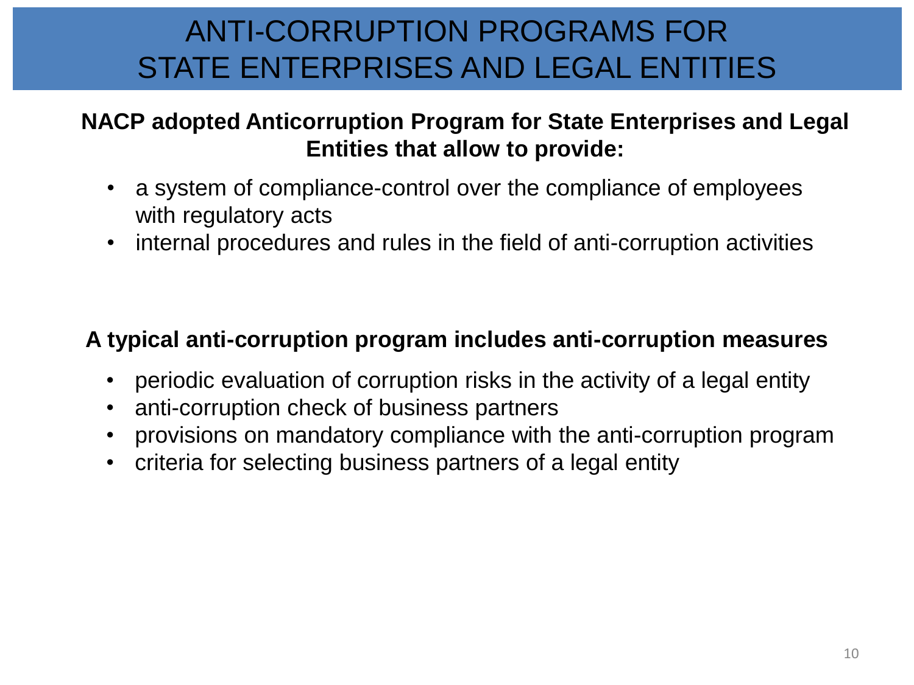# ANTI-CORRUPTION PROGRAMS FOR STATE ENTERPRISES AND LEGAL ENTITIES

**NACP adopted Anticorruption Program for State Enterprises and Legal Entities that allow to provide:**

- a system of compliance-control over the compliance of employees with regulatory acts
- internal procedures and rules in the field of anti-corruption activities

**A typical anti-corruption program includes anti-corruption measures**

- periodic evaluation of corruption risks in the activity of a legal entity
- anti-corruption check of business partners
- provisions on mandatory compliance with the anti-corruption program
- criteria for selecting business partners of a legal entity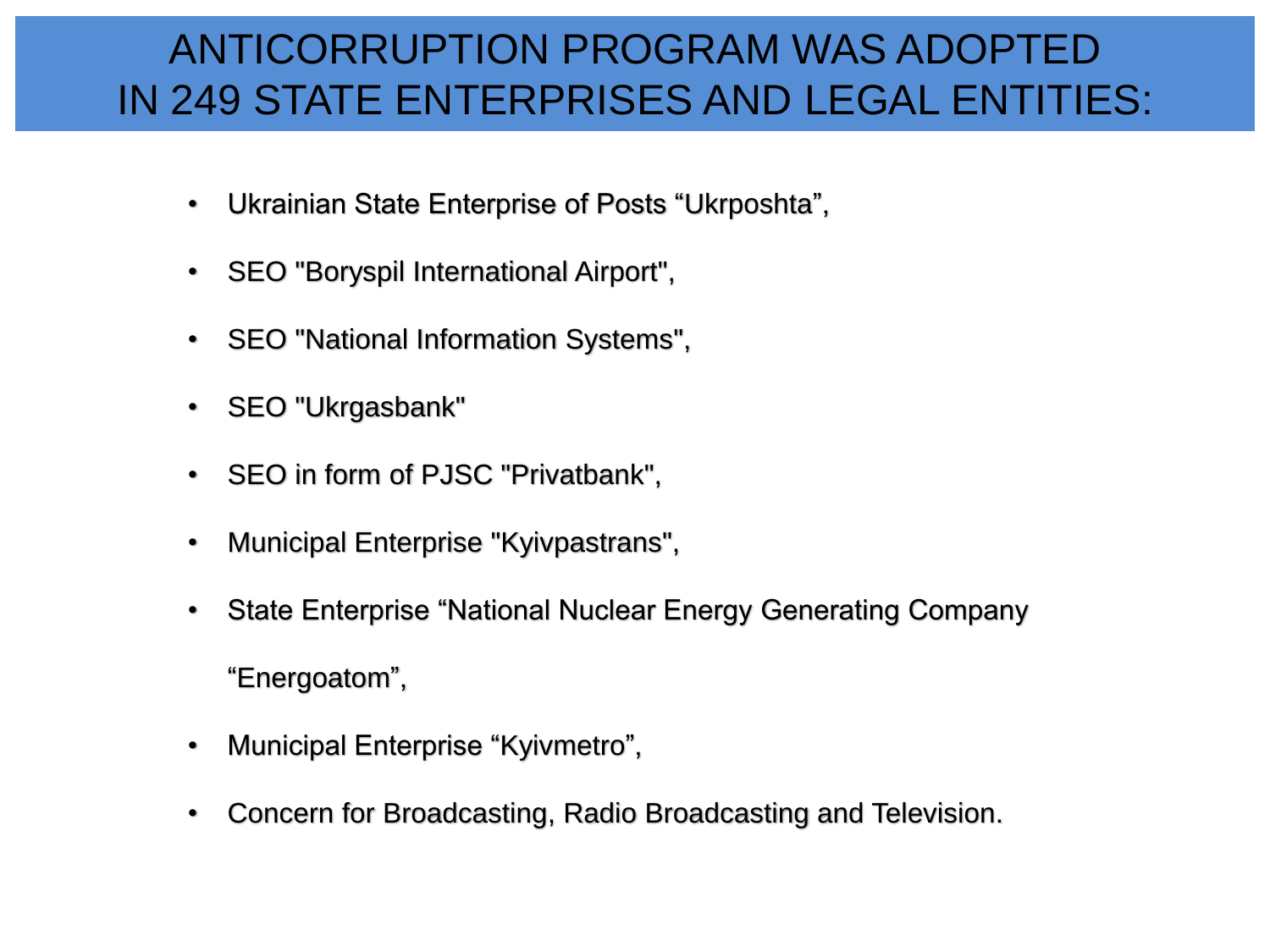# ANTICORRUPTION PROGRAM WAS ADOPTED IN 249 STATE ENTERPRISES AND LEGAL ENTITIES:

- Ukrainian State Enterprise of Posts “Ukrposhta”,
- SEO "Boryspil International Airport",
- SEO "National Information Systems",
- SEO "Ukrgasbank"
- SEO in form of PJSC "Privatbank",
- Municipal Enterprise "Kyivpastrans",
- State Enterprise “National Nuclear Energy Generating Company “Energoatom”,
- Municipal Enterprise “Kyivmetro”,
- Concern for Broadcasting, Radio Broadcasting and Television.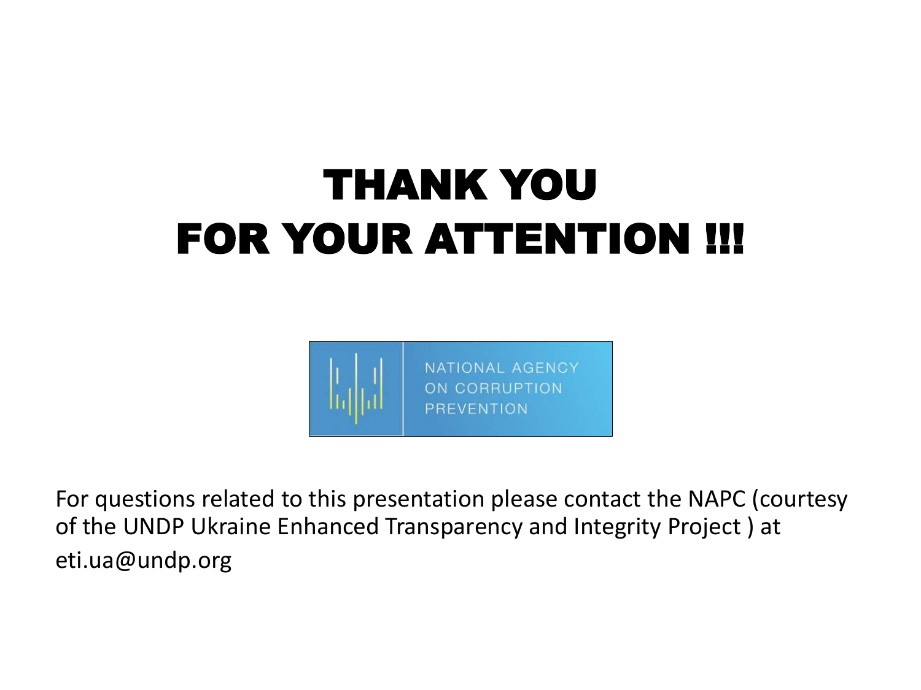# THANK YOU
# FOR YOUR ATTENTION !!!

NATIONAL AGENCY
ON CORRUPTION
PREVENTION

For questions related to this presentation please contact the NAPC (courtesy of the UNDP Ukraine Enhanced Transparency and Integrity Project ) at eti.ua@undp.org